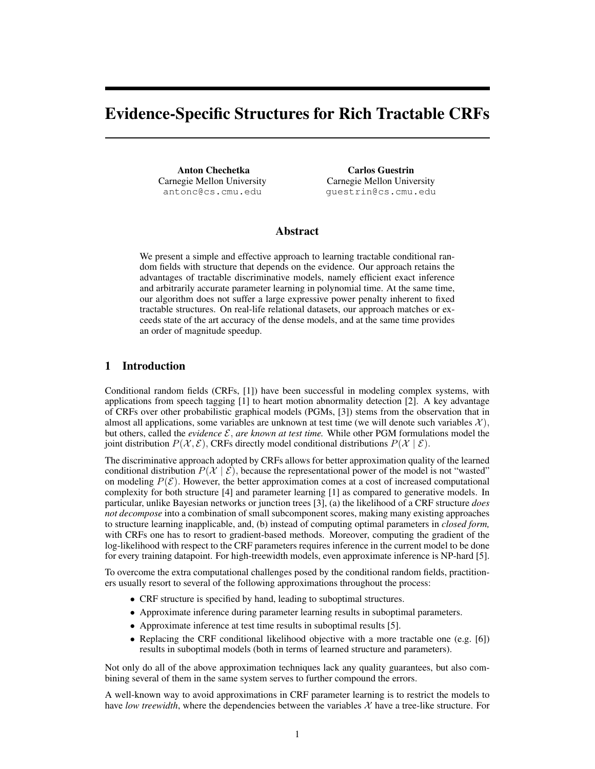# Evidence-Specific Structures for Rich Tractable CRFs

**Anton Chechetka**
Carnegie Mellon University
antonc@cs.cmu.edu

**Carlos Guestrin**
Carnegie Mellon University
guestrin@cs.cmu.edu

## Abstract

We present a simple and effective approach to learning tractable conditional random fields with structure that depends on the evidence. Our approach retains the advantages of tractable discriminative models, namely efficient exact inference and arbitrarily accurate parameter learning in polynomial time. At the same time, our algorithm does not suffer a large expressive power penalty inherent to fixed tractable structures. On real-life relational datasets, our approach matches or exceeds state of the art accuracy of the dense models, and at the same time provides an order of magnitude speedup.

## 1 Introduction

Conditional random fields (CRFs, [1]) have been successful in modeling complex systems, with applications from speech tagging [1] to heart motion abnormality detection [2]. A key advantage of CRFs over other probabilistic graphical models (PGMs, [3]) stems from the observation that in almost all applications, some variables are unknown at test time (we will denote such variables $\mathcal{X}$), but others, called the *evidence* $\mathcal{E}$, *are known at test time.* While other PGM formulations model the joint distribution $P(\mathcal{X}, \mathcal{E})$, CRFs directly model conditional distributions $P(\mathcal{X} \mid \mathcal{E})$.

The discriminative approach adopted by CRFs allows for better approximation quality of the learned conditional distribution $P(\mathcal{X} \mid \mathcal{E})$, because the representational power of the model is not "wasted" on modeling $P(\mathcal{E})$. However, the better approximation comes at a cost of increased computational complexity for both structure [4] and parameter learning [1] as compared to generative models. In particular, unlike Bayesian networks or junction trees [3], (a) the likelihood of a CRF structure *does not decompose* into a combination of small subcomponent scores, making many existing approaches to structure learning inapplicable, and, (b) instead of computing optimal parameters in *closed form,* with CRFs one has to resort to gradient-based methods. Moreover, computing the gradient of the log-likelihood with respect to the CRF parameters requires inference in the current model to be done for every training datapoint. For high-treewidth models, even approximate inference is NP-hard [5].

To overcome the extra computational challenges posed by the conditional random fields, practitioners usually resort to several of the following approximations throughout the process:

- CRF structure is specified by hand, leading to suboptimal structures.
- Approximate inference during parameter learning results in suboptimal parameters.
- Approximate inference at test time results in suboptimal results [5].
- Replacing the CRF conditional likelihood objective with a more tractable one (e.g. [6]) results in suboptimal models (both in terms of learned structure and parameters).

Not only do all of the above approximation techniques lack any quality guarantees, but also combining several of them in the same system serves to further compound the errors.

A well-known way to avoid approximations in CRF parameter learning is to restrict the models to have *low treewidth*, where the dependencies between the variables $\mathcal{X}$ have a tree-like structure. For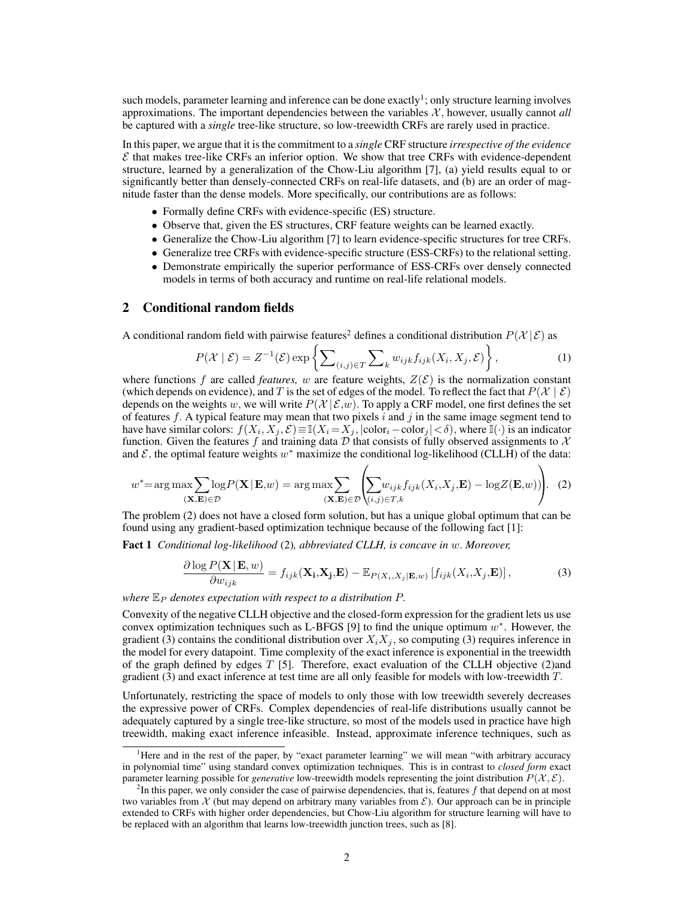such models, parameter learning and inference can be done exactly[1]; only structure learning involves approximations. The important dependencies between the variables $\mathcal{X}$, however, usually cannot *all* be captured with a *single* tree-like structure, so low-treewidth CRFs are rarely used in practice.

In this paper, we argue that it is the commitment to a *single* CRF structure *irrespective of the evidence* $\mathcal{E}$ that makes tree-like CRFs an inferior option. We show that tree CRFs with evidence-dependent structure, learned by a generalization of the Chow-Liu algorithm [7], (a) yield results equal to or significantly better than densely-connected CRFs on real-life datasets, and (b) are an order of magnitude faster than the dense models. More specifically, our contributions are as follows:

- Formally define CRFs with evidence-specific (ES) structure.
- Observe that, given the ES structures, CRF feature weights can be learned exactly.
- Generalize the Chow-Liu algorithm [7] to learn evidence-specific structures for tree CRFs.
- Generalize tree CRFs with evidence-specific structure (ESS-CRFs) to the relational setting.
- Demonstrate empirically the superior performance of ESS-CRFs over densely connected models in terms of both accuracy and runtime on real-life relational models.

## 2 Conditional random fields

A conditional random field with pairwise features[2] defines a conditional distribution $P(\mathcal{X} \mid \mathcal{E})$ as

$$P(\mathcal{X} \mid \mathcal{E}) = Z^{-1}(\mathcal{E}) \exp\left\{\sum\nolimits_{(i,j)\in T} \sum\nolimits_{k} w_{ijk} f_{ijk}(X_i, X_j, \mathcal{E})\right\}, \tag{1}$$

where functions $f$ are called *features*, $w$ are feature weights, $Z(\mathcal{E})$ is the normalization constant (which depends on evidence), and $T$ is the set of edges of the model. To reflect the fact that $P(\mathcal{X} \mid \mathcal{E})$ depends on the weights $w$, we will write $P(\mathcal{X} \mid \mathcal{E}, w)$. To apply a CRF model, one first defines the set of features $f$. A typical feature may mean that two pixels $i$ and $j$ in the same image segment tend to have have similar colors: $f(X_i, X_j, \mathcal{E}) \equiv \mathbb{I}(X_i = X_j, |\text{color}_i - \text{color}_j| < \delta)$, where $\mathbb{I}(\cdot)$ is an indicator function. Given the features $f$ and training data $\mathcal{D}$ that consists of fully observed assignments to $\mathcal{X}$ and $\mathcal{E}$, the optimal feature weights $w^*$ maximize the conditional log-likelihood (CLLH) of the data:

$$w^* = \arg\max \sum_{(\mathbf{X},\mathbf{E})\in\mathcal{D}} \log P(\mathbf{X} \mid \mathbf{E}, w) = \arg\max \sum_{(\mathbf{X},\mathbf{E})\in\mathcal{D}} \left( \sum_{(i,j)\in T,k} w_{ijk} f_{ijk}(X_i, X_j, \mathbf{E}) - \log Z(\mathbf{E}, w) \right). \tag{2}$$

The problem (2) does not have a closed form solution, but has a unique global optimum that can be found using any gradient-based optimization technique because of the following fact [1]:

**Fact 1** *Conditional log-likelihood* (2)*, abbreviated CLLH, is concave in* $w$*. Moreover,*

$$\frac{\partial \log P(\mathbf{X} \mid \mathbf{E}, w)}{\partial w_{ijk}} = f_{ijk}(\mathbf{X_i}, \mathbf{X_j}, \mathbf{E}) - \mathbb{E}_{P(X_i, X_j \mid \mathbf{E}, w)}\left[f_{ijk}(X_i, X_j, \mathbf{E})\right], \tag{3}$$

*where* $\mathbb{E}_P$ *denotes expectation with respect to a distribution* $P$*.*

Convexity of the negative CLLH objective and the closed-form expression for the gradient lets us use convex optimization techniques such as L-BFGS [9] to find the unique optimum $w^*$. However, the gradient (3) contains the conditional distribution over $X_i X_j$, so computing (3) requires inference in the model for every datapoint. Time complexity of the exact inference is exponential in the treewidth of the graph defined by edges $T$ [5]. Therefore, exact evaluation of the CLLH objective (2)and gradient (3) and exact inference at test time are all only feasible for models with low-treewidth $T$.

Unfortunately, restricting the space of models to only those with low treewidth severely decreases the expressive power of CRFs. Complex dependencies of real-life distributions usually cannot be adequately captured by a single tree-like structure, so most of the models used in practice have high treewidth, making exact inference infeasible. Instead, approximate inference techniques, such as

---

[1] Here and in the rest of the paper, by "exact parameter learning" we will mean "with arbitrary accuracy in polynomial time" using standard convex optimization techniques. This is in contrast to *closed form* exact parameter learning possible for *generative* low-treewidth models representing the joint distribution $P(\mathcal{X}, \mathcal{E})$.

[2] In this paper, we only consider the case of pairwise dependencies, that is, features $f$ that depend on at most two variables from $\mathcal{X}$ (but may depend on arbitrary many variables from $\mathcal{E}$). Our approach can be in principle extended to CRFs with higher order dependencies, but Chow-Liu algorithm for structure learning will have to be replaced with an algorithm that learns low-treewidth junction trees, such as [8].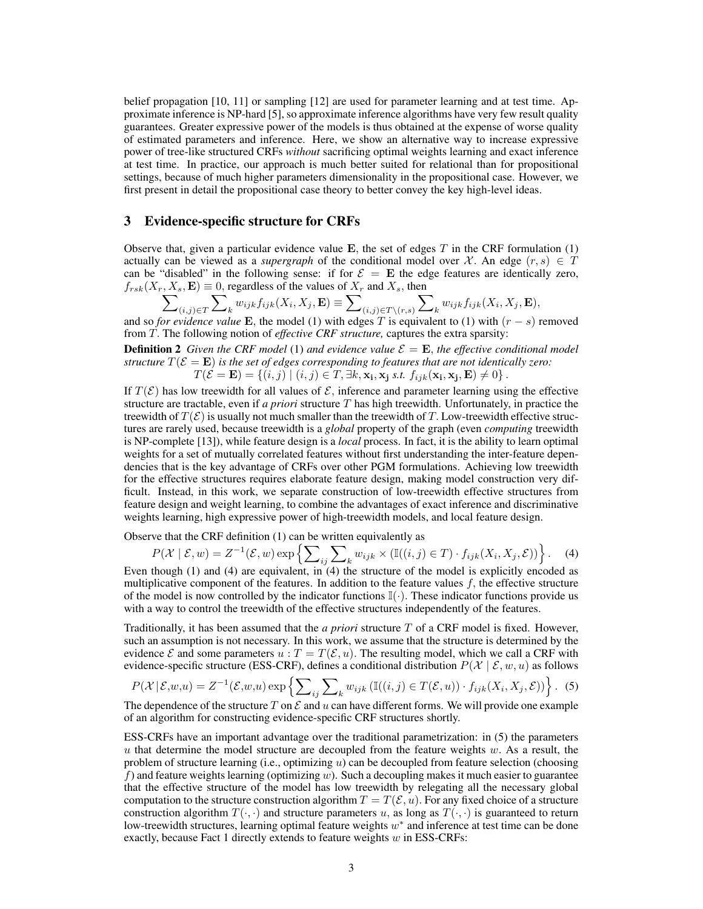belief propagation [10, 11] or sampling [12] are used for parameter learning and at test time. Approximate inference is NP-hard [5], so approximate inference algorithms have very few result quality guarantees. Greater expressive power of the models is thus obtained at the expense of worse quality of estimated parameters and inference. Here, we show an alternative way to increase expressive power of tree-like structured CRFs *without* sacrificing optimal weights learning and exact inference at test time. In practice, our approach is much better suited for relational than for propositional settings, because of much higher parameters dimensionality in the propositional case. However, we first present in detail the propositional case theory to better convey the key high-level ideas.

## 3 Evidence-specific structure for CRFs

Observe that, given a particular evidence value $\mathbf{E}$, the set of edges $T$ in the CRF formulation (1) actually can be viewed as a *supergraph* of the conditional model over $\mathcal{X}$. An edge $(r, s) \in T$ can be "disabled" in the following sense: if for $\mathcal{E} = \mathbf{E}$ the edge features are identically zero, $f_{rsk}(X_r, X_s, \mathbf{E}) \equiv 0$, regardless of the values of $X_r$ and $X_s$, then

$$\sum_{(i,j)\in T} \sum_k w_{ijk} f_{ijk}(X_i, X_j, \mathbf{E}) \equiv \sum_{(i,j)\in T\setminus(r,s)} \sum_k w_{ijk} f_{ijk}(X_i, X_j, \mathbf{E}),$$

and so *for evidence value* $\mathbf{E}$, the model (1) with edges $T$ is equivalent to (1) with $(r - s)$ removed from $T$. The following notion of *effective CRF structure,* captures the extra sparsity:

**Definition 2** *Given the CRF model* (1) *and evidence value* $\mathcal{E} = \mathbf{E}$*, the effective conditional model structure* $T(\mathcal{E} = \mathbf{E})$ *is the set of edges corresponding to features that are not identically zero:*

$$T(\mathcal{E} = \mathbf{E}) = \{(i, j) \mid (i, j) \in T, \exists k, \mathbf{x_i}, \mathbf{x_j} \text{ s.t. } f_{ijk}(\mathbf{x_i}, \mathbf{x_j}, \mathbf{E}) \neq 0\}.$$

If $T(\mathcal{E})$ has low treewidth for all values of $\mathcal{E}$, inference and parameter learning using the effective structure are tractable, even if *a priori* structure $T$ has high treewidth. Unfortunately, in practice the treewidth of $T(\mathcal{E})$ is usually not much smaller than the treewidth of $T$. Low-treewidth effective structures are rarely used, because treewidth is a *global* property of the graph (even *computing* treewidth is NP-complete [13]), while feature design is a *local* process. In fact, it is the ability to learn optimal weights for a set of mutually correlated features without first understanding the inter-feature dependencies that is the key advantage of CRFs over other PGM formulations. Achieving low treewidth for the effective structures requires elaborate feature design, making model construction very difficult. Instead, in this work, we separate construction of low-treewidth effective structures from feature design and weight learning, to combine the advantages of exact inference and discriminative weights learning, high expressive power of high-treewidth models, and local feature design.

Observe that the CRF definition (1) can be written equivalently as

$$P(\mathcal{X} \mid \mathcal{E}, w) = Z^{-1}(\mathcal{E}, w) \exp\left\{\sum_{ij} \sum_k w_{ijk} \times (\mathbb{I}((i,j) \in T) \cdot f_{ijk}(X_i, X_j, \mathcal{E}))\right\}. \quad (4)$$

Even though (1) and (4) are equivalent, in (4) the structure of the model is explicitly encoded as multiplicative component of the features. In addition to the feature values $f$, the effective structure of the model is now controlled by the indicator functions $\mathbb{I}(\cdot)$. These indicator functions provide us with a way to control the treewidth of the effective structures independently of the features.

Traditionally, it has been assumed that the *a priori* structure $T$ of a CRF model is fixed. However, such an assumption is not necessary. In this work, we assume that the structure is determined by the evidence $\mathcal{E}$ and some parameters $u : T = T(\mathcal{E}, u)$. The resulting model, which we call a CRF with evidence-specific structure (ESS-CRF), defines a conditional distribution $P(\mathcal{X} \mid \mathcal{E}, w, u)$ as follows

$$P(\mathcal{X} | \mathcal{E}, w, u) = Z^{-1}(\mathcal{E}, w, u) \exp\left\{\sum_{ij} \sum_k w_{ijk} \left(\mathbb{I}((i,j) \in T(\mathcal{E}, u)) \cdot f_{ijk}(X_i, X_j, \mathcal{E})\right)\right\}. \quad (5)$$

The dependence of the structure $T$ on $\mathcal{E}$ and $u$ can have different forms. We will provide one example of an algorithm for constructing evidence-specific CRF structures shortly.

ESS-CRFs have an important advantage over the traditional parametrization: in (5) the parameters $u$ that determine the model structure are decoupled from the feature weights $w$. As a result, the problem of structure learning (i.e., optimizing $u$) can be decoupled from feature selection (choosing $f$) and feature weights learning (optimizing $w$). Such a decoupling makes it much easier to guarantee that the effective structure of the model has low treewidth by relegating all the necessary global computation to the structure construction algorithm $T = T(\mathcal{E}, u)$. For any fixed choice of a structure construction algorithm $T(\cdot, \cdot)$ and structure parameters $u$, as long as $T(\cdot, \cdot)$ is guaranteed to return low-treewidth structures, learning optimal feature weights $w^*$ and inference at test time can be done exactly, because Fact 1 directly extends to feature weights $w$ in ESS-CRFs: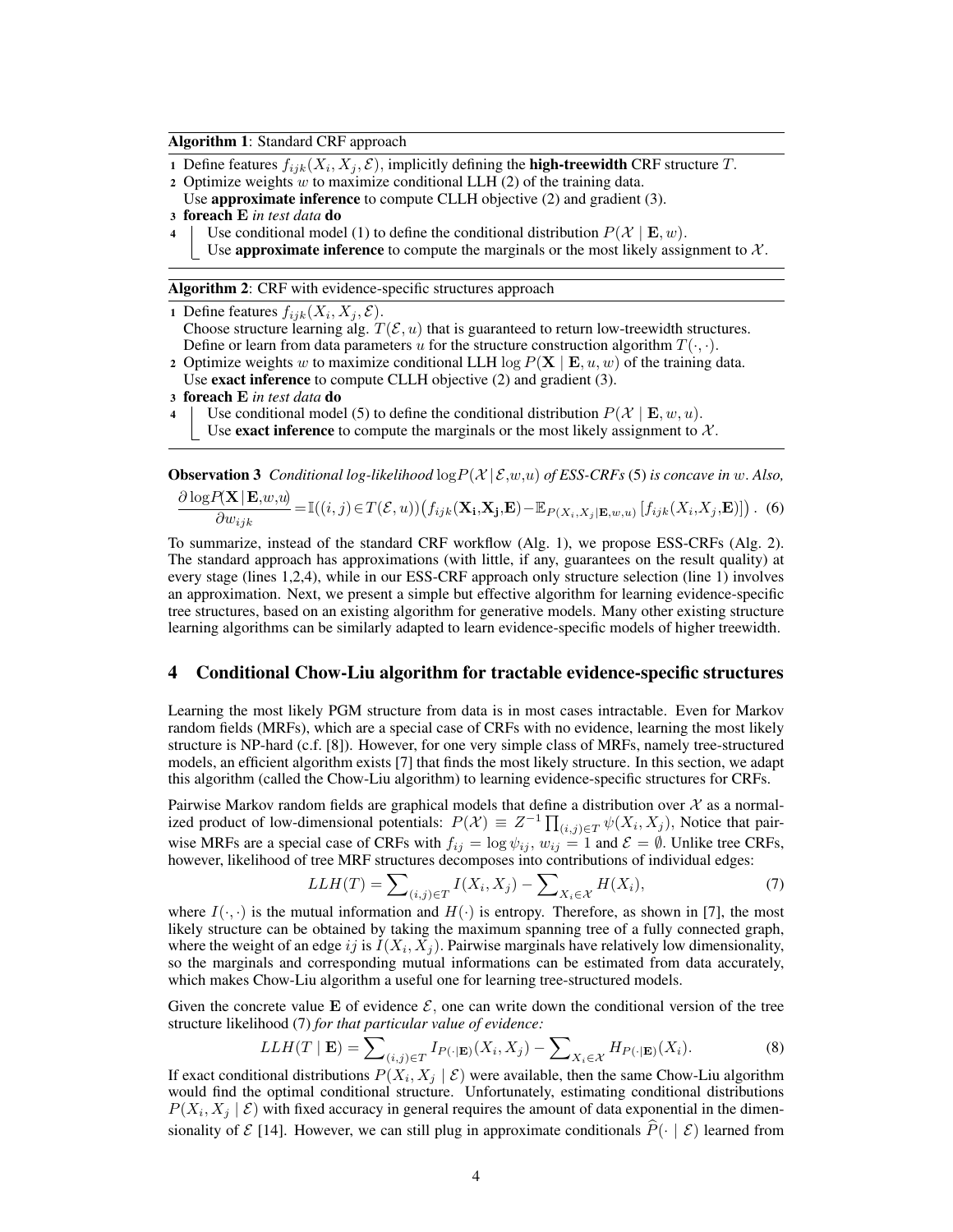**Algorithm 1**: Standard CRF approach

1. Define features $f_{ijk}(X_i, X_j, \mathcal{E})$, implicitly defining the **high-treewidth** CRF structure $T$.
2. Optimize weights $w$ to maximize conditional LLH (2) of the training data.
   Use **approximate inference** to compute CLLH objective (2) and gradient (3).
3. **foreach** $\mathbf{E}$ *in test data* **do**
4. Use conditional model (1) to define the conditional distribution $P(\mathcal{X} \mid \mathbf{E}, w)$.
   Use **approximate inference** to compute the marginals or the most likely assignment to $\mathcal{X}$.

**Algorithm 2**: CRF with evidence-specific structures approach

1. Define features $f_{ijk}(X_i, X_j, \mathcal{E})$.
   Choose structure learning alg. $T(\mathcal{E}, u)$ that is guaranteed to return low-treewidth structures.
   Define or learn from data parameters $u$ for the structure construction algorithm $T(\cdot, \cdot)$.
2. Optimize weights $w$ to maximize conditional LLH $\log P(\mathbf{X} \mid \mathbf{E}, u, w)$ of the training data.
   Use **exact inference** to compute CLLH objective (2) and gradient (3).
3. **foreach** $\mathbf{E}$ *in test data* **do**
4. Use conditional model (5) to define the conditional distribution $P(\mathcal{X} \mid \mathbf{E}, w, u)$.
   Use **exact inference** to compute the marginals or the most likely assignment to $\mathcal{X}$.

**Observation 3** *Conditional log-likelihood* $\log P(\mathcal{X} \mid \mathcal{E}, w, u)$ *of ESS-CRFs* (5) *is concave in* $w$*. Also,*

$$\frac{\partial \log P(\mathbf{X} \mid \mathbf{E}, w, u)}{\partial w_{ijk}} = \mathbb{I}((i,j) \in T(\mathcal{E}, u)) \big( f_{ijk}(\mathbf{X_i}, \mathbf{X_j}, \mathbf{E}) - \mathbb{E}_{P(X_i, X_j \mid \mathbf{E}, w, u)} \left[ f_{ijk}(X_i, X_j, \mathbf{E}) \right] \big). \quad (6)$$

To summarize, instead of the standard CRF workflow (Alg. 1), we propose ESS-CRFs (Alg. 2). The standard approach has approximations (with little, if any, guarantees on the result quality) at every stage (lines 1,2,4), while in our ESS-CRF approach only structure selection (line 1) involves an approximation. Next, we present a simple but effective algorithm for learning evidence-specific tree structures, based on an existing algorithm for generative models. Many other existing structure learning algorithms can be similarly adapted to learn evidence-specific models of higher treewidth.

## 4 Conditional Chow-Liu algorithm for tractable evidence-specific structures

Learning the most likely PGM structure from data is in most cases intractable. Even for Markov random fields (MRFs), which are a special case of CRFs with no evidence, learning the most likely structure is NP-hard (c.f. [8]). However, for one very simple class of MRFs, namely tree-structured models, an efficient algorithm exists [7] that finds the most likely structure. In this section, we adapt this algorithm (called the Chow-Liu algorithm) to learning evidence-specific structures for CRFs.

Pairwise Markov random fields are graphical models that define a distribution over $\mathcal{X}$ as a normalized product of low-dimensional potentials: $P(\mathcal{X}) \equiv Z^{-1} \prod_{(i,j) \in T} \psi(X_i, X_j)$, Notice that pairwise MRFs are a special case of CRFs with $f_{ij} = \log \psi_{ij}$, $w_{ij} = 1$ and $\mathcal{E} = \emptyset$. Unlike tree CRFs, however, likelihood of tree MRF structures decomposes into contributions of individual edges:

$$LLH(T) = \sum_{(i,j) \in T} I(X_i, X_j) - \sum_{X_i \in \mathcal{X}} H(X_i), \quad (7)$$

where $I(\cdot, \cdot)$ is the mutual information and $H(\cdot)$ is entropy. Therefore, as shown in [7], the most likely structure can be obtained by taking the maximum spanning tree of a fully connected graph, where the weight of an edge $ij$ is $I(X_i, X_j)$. Pairwise marginals have relatively low dimensionality, so the marginals and corresponding mutual informations can be estimated from data accurately, which makes Chow-Liu algorithm a useful one for learning tree-structured models.

Given the concrete value $\mathbf{E}$ of evidence $\mathcal{E}$, one can write down the conditional version of the tree structure likelihood (7) *for that particular value of evidence:*

$$LLH(T \mid \mathbf{E}) = \sum_{(i,j) \in T} I_{P(\cdot \mid \mathbf{E})}(X_i, X_j) - \sum_{X_i \in \mathcal{X}} H_{P(\cdot \mid \mathbf{E})}(X_i). \quad (8)$$

If exact conditional distributions $P(X_i, X_j \mid \mathcal{E})$ were available, then the same Chow-Liu algorithm would find the optimal conditional structure. Unfortunately, estimating conditional distributions $P(X_i, X_j \mid \mathcal{E})$ with fixed accuracy in general requires the amount of data exponential in the dimensionality of $\mathcal{E}$ [14]. However, we can still plug in approximate conditionals $\widehat{P}(\cdot \mid \mathcal{E})$ learned from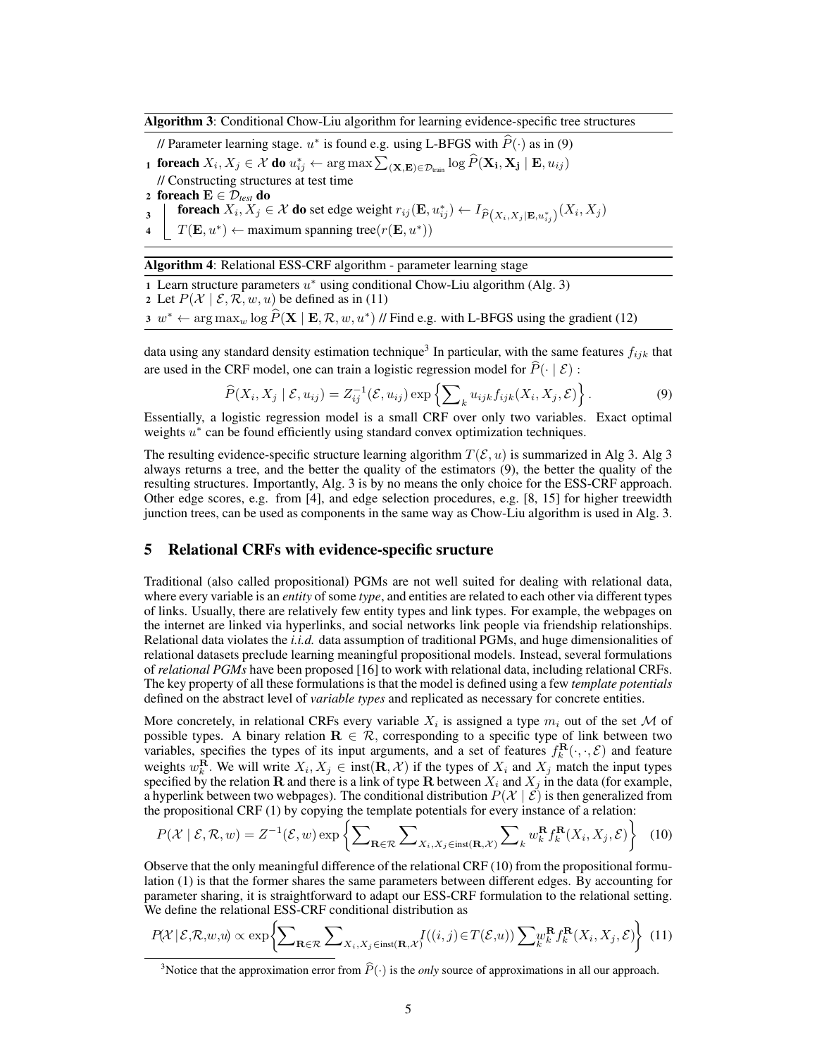**Algorithm 3**: Conditional Chow-Liu algorithm for learning evidence-specific tree structures

```
// Parameter learning stage. u* is found e.g. using L-BFGS with P̂(·) as in (9)
1 foreach X_i, X_j ∈ 𝒳 do u*_ij ← arg max Σ_{(X,E)∈D_train} log P̂(X_i, X_j | E, u_ij)
// Constructing structures at test time
2 foreach E ∈ D_test do
3     foreach X_i, X_j ∈ 𝒳 do set edge weight r_ij(E, u*_ij) ← I_{P̂(X_i,X_j|E,u*_ij)}(X_i, X_j)
4     T(E, u*) ← maximum spanning tree(r(E, u*))
```

**Algorithm 4**: Relational ESS-CRF algorithm - parameter learning stage

```
1 Learn structure parameters u* using conditional Chow-Liu algorithm (Alg. 3)
2 Let P(𝒳 | ℰ, ℛ, w, u) be defined as in (11)
3 w* ← arg max_w log P̂(X | E, ℛ, w, u*) // Find e.g. with L-BFGS using the gradient (12)
```

data using any standard density estimation technique[3] In particular, with the same features $f_{ijk}$ that are used in the CRF model, one can train a logistic regression model for $\widehat{P}(\cdot \mid \mathcal{E})$ :

$$\widehat{P}(X_i, X_j \mid \mathcal{E}, u_{ij}) = Z_{ij}^{-1}(\mathcal{E}, u_{ij}) \exp\left\{\sum\nolimits_k u_{ijk} f_{ijk}(X_i, X_j, \mathcal{E})\right\}. \tag{9}$$

Essentially, a logistic regression model is a small CRF over only two variables. Exact optimal weights $u^*$ can be found efficiently using standard convex optimization techniques.

The resulting evidence-specific structure learning algorithm $T(\mathcal{E}, u)$ is summarized in Alg 3. Alg 3 always returns a tree, and the better the quality of the estimators (9), the better the quality of the resulting structures. Importantly, Alg. 3 is by no means the only choice for the ESS-CRF approach. Other edge scores, e.g. from [4], and edge selection procedures, e.g. [8, 15] for higher treewidth junction trees, can be used as components in the same way as Chow-Liu algorithm is used in Alg. 3.

## 5 Relational CRFs with evidence-specific sructure

Traditional (also called propositional) PGMs are not well suited for dealing with relational data, where every variable is an *entity* of some *type*, and entities are related to each other via different types of links. Usually, there are relatively few entity types and link types. For example, the webpages on the internet are linked via hyperlinks, and social networks link people via friendship relationships. Relational data violates the *i.i.d.* data assumption of traditional PGMs, and huge dimensionalities of relational datasets preclude learning meaningful propositional models. Instead, several formulations of *relational PGMs* have been proposed [16] to work with relational data, including relational CRFs. The key property of all these formulations is that the model is defined using a few *template potentials* defined on the abstract level of *variable types* and replicated as necessary for concrete entities.

More concretely, in relational CRFs every variable $X_i$ is assigned a type $m_i$ out of the set $\mathcal{M}$ of possible types. A binary relation $\mathbf{R} \in \mathcal{R}$, corresponding to a specific type of link between two variables, specifies the types of its input arguments, and a set of features $f_k^{\mathbf{R}}(\cdot, \cdot, \mathcal{E})$ and feature weights $w_k^{\mathbf{R}}$. We will write $X_i, X_j \in \text{inst}(\mathbf{R}, \mathcal{X})$ if the types of $X_i$ and $X_j$ match the input types specified by the relation $\mathbf{R}$ and there is a link of type $\mathbf{R}$ between $X_i$ and $X_j$ in the data (for example, a hyperlink between two webpages). The conditional distribution $P(\mathcal{X} \mid \mathcal{E})$ is then generalized from the propositional CRF (1) by copying the template potentials for every instance of a relation:

$$P(\mathcal{X} \mid \mathcal{E}, \mathcal{R}, w) = Z^{-1}(\mathcal{E}, w) \exp\left\{\sum\nolimits_{\mathbf{R}\in\mathcal{R}} \sum\nolimits_{X_i, X_j \in \text{inst}(\mathbf{R}, \mathcal{X})} \sum\nolimits_k w_k^{\mathbf{R}} f_k^{\mathbf{R}}(X_i, X_j, \mathcal{E})\right\} \tag{10}$$

Observe that the only meaningful difference of the relational CRF (10) from the propositional formulation (1) is that the former shares the same parameters between different edges. By accounting for parameter sharing, it is straightforward to adapt our ESS-CRF formulation to the relational setting. We define the relational ESS-CRF conditional distribution as

$$P(\mathcal{X} \mid \mathcal{E}, \mathcal{R}, w, u) \propto \exp\left\{\sum\nolimits_{\mathbf{R}\in\mathcal{R}} \sum\nolimits_{X_i, X_j \in \text{inst}(\mathbf{R}, \mathcal{X})} I((i,j) \in T(\mathcal{E}, u)) \sum\nolimits_k w_k^{\mathbf{R}} f_k^{\mathbf{R}}(X_i, X_j, \mathcal{E})\right\} \tag{11}$$

[3] Notice that the approximation error from $\widehat{P}(\cdot)$ is the *only* source of approximations in all our approach.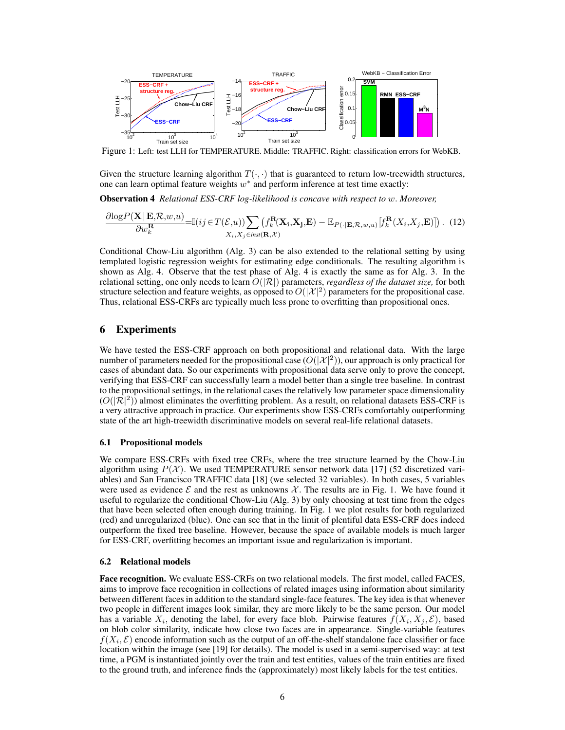Figure 1: Left: test LLH for TEMPERATURE. Middle: TRAFFIC. Right: classification errors for WebKB.

Given the structure learning algorithm $T(\cdot,\cdot)$ that is guaranteed to return low-treewidth structures, one can learn optimal feature weights $w^*$ and perform inference at test time exactly:

**Observation 4** *Relational ESS-CRF log-likelihood is concave with respect to* $w$*. Moreover,*

$$\frac{\partial \log P(\mathbf{X} \mid \mathbf{E}, \mathcal{R}, w, u)}{\partial w_k^{\mathbf{R}}} = \mathbb{I}(ij \in T(\mathcal{E}, u)) \sum_{X_i, X_j \in inst(\mathbf{R}, \mathcal{X})} \left( f_k^{\mathbf{R}}(\mathbf{X_i}, \mathbf{X_j}, \mathbf{E}) - \mathbb{E}_{P(\cdot \mid \mathbf{E}, \mathcal{R}, w, u)} \left[ f_k^{\mathbf{R}}(X_i, X_j, \mathbf{E}) \right] \right). \quad (12)$$

Conditional Chow-Liu algorithm (Alg. 3) can be also extended to the relational setting by using templated logistic regression weights for estimating edge conditionals. The resulting algorithm is shown as Alg. 4. Observe that the test phase of Alg. 4 is exactly the same as for Alg. 3. In the relational setting, one only needs to learn $O(|\mathcal{R}|)$ parameters, *regardless of the dataset size,* for both structure selection and feature weights, as opposed to $O(|\mathcal{X}|^2)$ parameters for the propositional case. Thus, relational ESS-CRFs are typically much less prone to overfitting than propositional ones.

# 6 Experiments

We have tested the ESS-CRF approach on both propositional and relational data. With the large number of parameters needed for the propositional case ($O(|\mathcal{X}|^2)$), our approach is only practical for cases of abundant data. So our experiments with propositional data serve only to prove the concept, verifying that ESS-CRF can successfully learn a model better than a single tree baseline. In contrast to the propositional settings, in the relational cases the relatively low parameter space dimensionality ($O(|\mathcal{R}|^2)$) almost eliminates the overfitting problem. As a result, on relational datasets ESS-CRF is a very attractive approach in practice. Our experiments show ESS-CRFs comfortably outperforming state of the art high-treewidth discriminative models on several real-life relational datasets.

## 6.1 Propositional models

We compare ESS-CRFs with fixed tree CRFs, where the tree structure learned by the Chow-Liu algorithm using $P(\mathcal{X})$. We used TEMPERATURE sensor network data [17] (52 discretized variables) and San Francisco TRAFFIC data [18] (we selected 32 variables). In both cases, 5 variables were used as evidence $\mathcal{E}$ and the rest as unknowns $\mathcal{X}$. The results are in Fig. 1. We have found it useful to regularize the conditional Chow-Liu (Alg. 3) by only choosing at test time from the edges that have been selected often enough during training. In Fig. 1 we plot results for both regularized (red) and unregularized (blue). One can see that in the limit of plentiful data ESS-CRF does indeed outperform the fixed tree baseline. However, because the space of available models is much larger for ESS-CRF, overfitting becomes an important issue and regularization is important.

## 6.2 Relational models

**Face recognition.** We evaluate ESS-CRFs on two relational models. The first model, called FACES, aims to improve face recognition in collections of related images using information about similarity between different faces in addition to the standard single-face features. The key idea is that whenever two people in different images look similar, they are more likely to be the same person. Our model has a variable $X_i$, denoting the label, for every face blob. Pairwise features $f(X_i, X_j, \mathcal{E})$, based on blob color similarity, indicate how close two faces are in appearance. Single-variable features $f(X_i, \mathcal{E})$ encode information such as the output of an off-the-shelf standalone face classifier or face location within the image (see [19] for details). The model is used in a semi-supervised way: at test time, a PGM is instantiated jointly over the train and test entities, values of the train entities are fixed to the ground truth, and inference finds the (approximately) most likely labels for the test entities.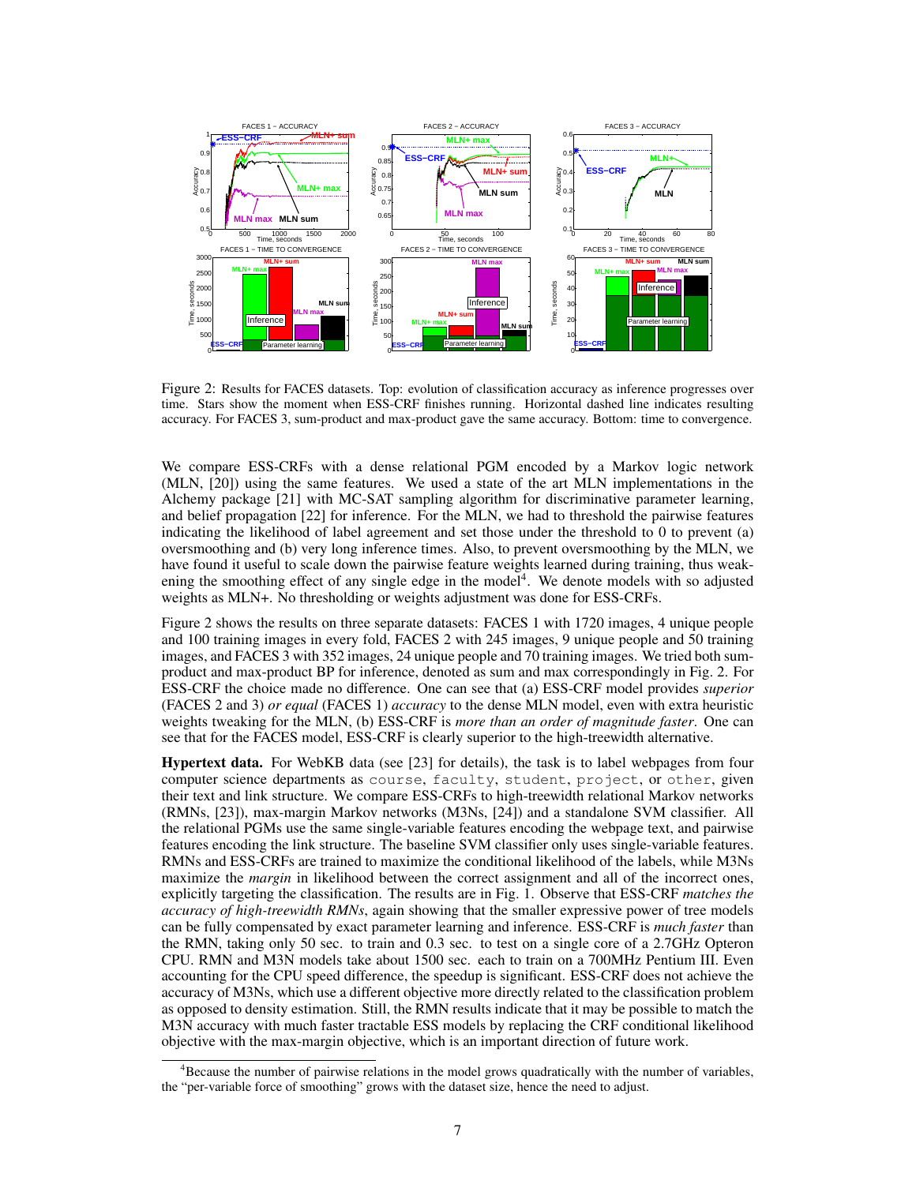Figure 2: Results for FACES datasets. Top: evolution of classification accuracy as inference progresses over time. Stars show the moment when ESS-CRF finishes running. Horizontal dashed line indicates resulting accuracy. For FACES 3, sum-product and max-product gave the same accuracy. Bottom: time to convergence.

We compare ESS-CRFs with a dense relational PGM encoded by a Markov logic network (MLN, [20]) using the same features. We used a state of the art MLN implementations in the Alchemy package [21] with MC-SAT sampling algorithm for discriminative parameter learning, and belief propagation [22] for inference. For the MLN, we had to threshold the pairwise features indicating the likelihood of label agreement and set those under the threshold to 0 to prevent (a) oversmoothing and (b) very long inference times. Also, to prevent oversmoothing by the MLN, we have found it useful to scale down the pairwise feature weights learned during training, thus weakening the smoothing effect of any single edge in the model[4]. We denote models with so adjusted weights as MLN+. No thresholding or weights adjustment was done for ESS-CRFs.

Figure 2 shows the results on three separate datasets: FACES 1 with 1720 images, 4 unique people and 100 training images in every fold, FACES 2 with 245 images, 9 unique people and 50 training images, and FACES 3 with 352 images, 24 unique people and 70 training images. We tried both sum-product and max-product BP for inference, denoted as sum and max correspondingly in Fig. 2. For ESS-CRF the choice made no difference. One can see that (a) ESS-CRF model provides *superior* (FACES 2 and 3) *or equal* (FACES 1) *accuracy* to the dense MLN model, even with extra heuristic weights tweaking for the MLN, (b) ESS-CRF is *more than an order of magnitude faster*. One can see that for the FACES model, ESS-CRF is clearly superior to the high-treewidth alternative.

**Hypertext data.** For WebKB data (see [23] for details), the task is to label webpages from four computer science departments as `course`, `faculty`, `student`, `project`, or `other`, given their text and link structure. We compare ESS-CRFs to high-treewidth relational Markov networks (RMNs, [23]), max-margin Markov networks (M3Ns, [24]) and a standalone SVM classifier. All the relational PGMs use the same single-variable features encoding the webpage text, and pairwise features encoding the link structure. The baseline SVM classifier only uses single-variable features. RMNs and ESS-CRFs are trained to maximize the conditional likelihood of the labels, while M3Ns maximize the *margin* in likelihood between the correct assignment and all of the incorrect ones, explicitly targeting the classification. The results are in Fig. 1. Observe that ESS-CRF *matches the accuracy of high-treewidth RMNs*, again showing that the smaller expressive power of tree models can be fully compensated by exact parameter learning and inference. ESS-CRF is *much faster* than the RMN, taking only 50 sec. to train and 0.3 sec. to test on a single core of a 2.7GHz Opteron CPU. RMN and M3N models take about 1500 sec. each to train on a 700MHz Pentium III. Even accounting for the CPU speed difference, the speedup is significant. ESS-CRF does not achieve the accuracy of M3Ns, which use a different objective more directly related to the classification problem as opposed to density estimation. Still, the RMN results indicate that it may be possible to match the M3N accuracy with much faster tractable ESS models by replacing the CRF conditional likelihood objective with the max-margin objective, which is an important direction of future work.

[4] Because the number of pairwise relations in the model grows quadratically with the number of variables, the "per-variable force of smoothing" grows with the dataset size, hence the need to adjust.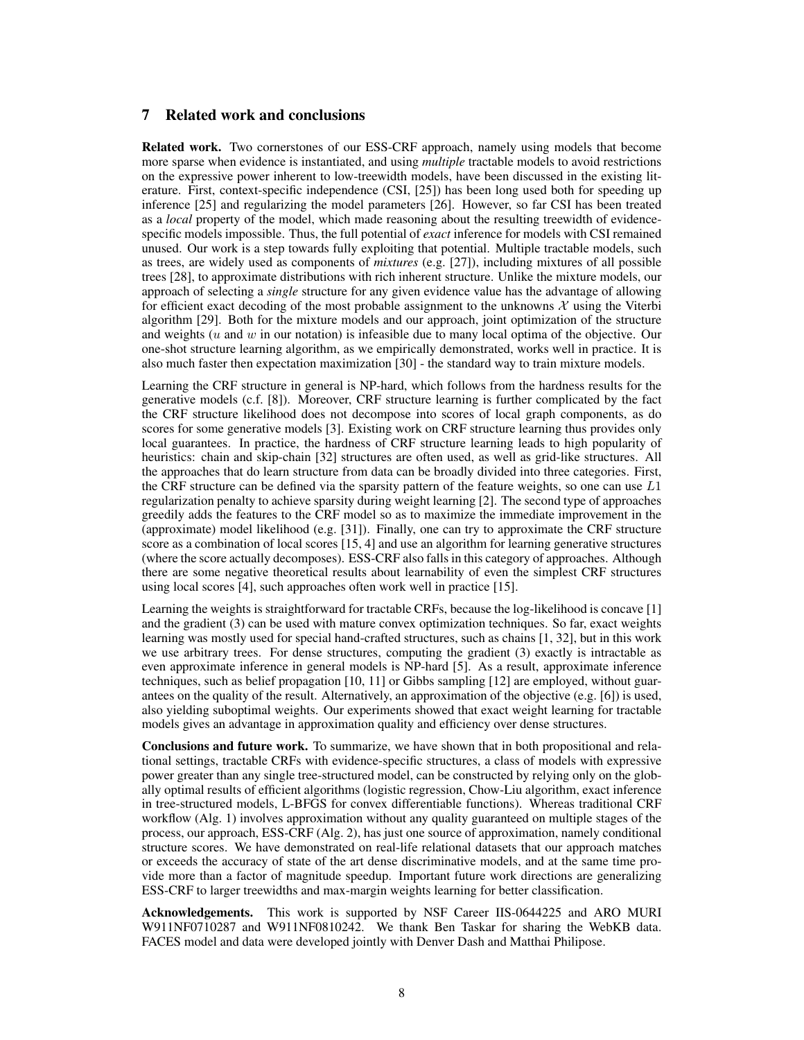## 7 Related work and conclusions

**Related work.** Two cornerstones of our ESS-CRF approach, namely using models that become more sparse when evidence is instantiated, and using *multiple* tractable models to avoid restrictions on the expressive power inherent to low-treewidth models, have been discussed in the existing literature. First, context-specific independence (CSI, [25]) has been long used both for speeding up inference [25] and regularizing the model parameters [26]. However, so far CSI has been treated as a *local* property of the model, which made reasoning about the resulting treewidth of evidence-specific models impossible. Thus, the full potential of *exact* inference for models with CSI remained unused. Our work is a step towards fully exploiting that potential. Multiple tractable models, such as trees, are widely used as components of *mixtures* (e.g. [27]), including mixtures of all possible trees [28], to approximate distributions with rich inherent structure. Unlike the mixture models, our approach of selecting a *single* structure for any given evidence value has the advantage of allowing for efficient exact decoding of the most probable assignment to the unknowns $\mathcal{X}$ using the Viterbi algorithm [29]. Both for the mixture models and our approach, joint optimization of the structure and weights ($u$ and $w$ in our notation) is infeasible due to many local optima of the objective. Our one-shot structure learning algorithm, as we empirically demonstrated, works well in practice. It is also much faster then expectation maximization [30] - the standard way to train mixture models.

Learning the CRF structure in general is NP-hard, which follows from the hardness results for the generative models (c.f. [8]). Moreover, CRF structure learning is further complicated by the fact the CRF structure likelihood does not decompose into scores of local graph components, as do scores for some generative models [3]. Existing work on CRF structure learning thus provides only local guarantees. In practice, the hardness of CRF structure learning leads to high popularity of heuristics: chain and skip-chain [32] structures are often used, as well as grid-like structures. All the approaches that do learn structure from data can be broadly divided into three categories. First, the CRF structure can be defined via the sparsity pattern of the feature weights, so one can use $L1$ regularization penalty to achieve sparsity during weight learning [2]. The second type of approaches greedily adds the features to the CRF model so as to maximize the immediate improvement in the (approximate) model likelihood (e.g. [31]). Finally, one can try to approximate the CRF structure score as a combination of local scores [15, 4] and use an algorithm for learning generative structures (where the score actually decomposes). ESS-CRF also falls in this category of approaches. Although there are some negative theoretical results about learnability of even the simplest CRF structures using local scores [4], such approaches often work well in practice [15].

Learning the weights is straightforward for tractable CRFs, because the log-likelihood is concave [1] and the gradient (3) can be used with mature convex optimization techniques. So far, exact weights learning was mostly used for special hand-crafted structures, such as chains [1, 32], but in this work we use arbitrary trees. For dense structures, computing the gradient (3) exactly is intractable as even approximate inference in general models is NP-hard [5]. As a result, approximate inference techniques, such as belief propagation [10, 11] or Gibbs sampling [12] are employed, without guarantees on the quality of the result. Alternatively, an approximation of the objective (e.g. [6]) is used, also yielding suboptimal weights. Our experiments showed that exact weight learning for tractable models gives an advantage in approximation quality and efficiency over dense structures.

**Conclusions and future work.** To summarize, we have shown that in both propositional and relational settings, tractable CRFs with evidence-specific structures, a class of models with expressive power greater than any single tree-structured model, can be constructed by relying only on the globally optimal results of efficient algorithms (logistic regression, Chow-Liu algorithm, exact inference in tree-structured models, L-BFGS for convex differentiable functions). Whereas traditional CRF workflow (Alg. 1) involves approximation without any quality guaranteed on multiple stages of the process, our approach, ESS-CRF (Alg. 2), has just one source of approximation, namely conditional structure scores. We have demonstrated on real-life relational datasets that our approach matches or exceeds the accuracy of state of the art dense discriminative models, and at the same time provide more than a factor of magnitude speedup. Important future work directions are generalizing ESS-CRF to larger treewidths and max-margin weights learning for better classification.

**Acknowledgements.** This work is supported by NSF Career IIS-0644225 and ARO MURI W911NF0710287 and W911NF0810242. We thank Ben Taskar for sharing the WebKB data. FACES model and data were developed jointly with Denver Dash and Matthai Philipose.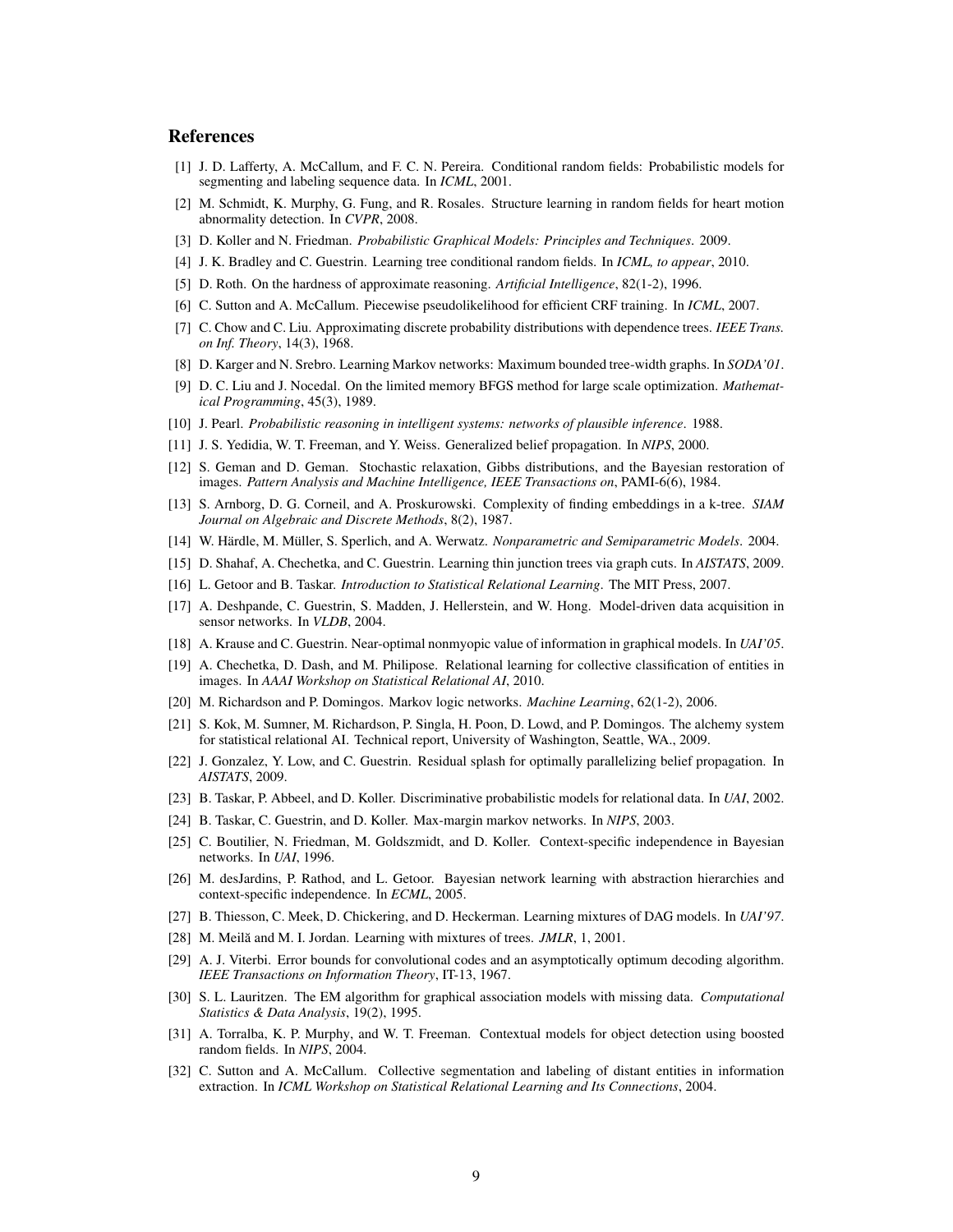## References

[1] J. D. Lafferty, A. McCallum, and F. C. N. Pereira. Conditional random fields: Probabilistic models for segmenting and labeling sequence data. In *ICML*, 2001.

[2] M. Schmidt, K. Murphy, G. Fung, and R. Rosales. Structure learning in random fields for heart motion abnormality detection. In *CVPR*, 2008.

[3] D. Koller and N. Friedman. *Probabilistic Graphical Models: Principles and Techniques*. 2009.

[4] J. K. Bradley and C. Guestrin. Learning tree conditional random fields. In *ICML, to appear*, 2010.

[5] D. Roth. On the hardness of approximate reasoning. *Artificial Intelligence*, 82(1-2), 1996.

[6] C. Sutton and A. McCallum. Piecewise pseudolikelihood for efficient CRF training. In *ICML*, 2007.

[7] C. Chow and C. Liu. Approximating discrete probability distributions with dependence trees. *IEEE Trans. on Inf. Theory*, 14(3), 1968.

[8] D. Karger and N. Srebro. Learning Markov networks: Maximum bounded tree-width graphs. In *SODA'01*.

[9] D. C. Liu and J. Nocedal. On the limited memory BFGS method for large scale optimization. *Mathematical Programming*, 45(3), 1989.

[10] J. Pearl. *Probabilistic reasoning in intelligent systems: networks of plausible inference*. 1988.

[11] J. S. Yedidia, W. T. Freeman, and Y. Weiss. Generalized belief propagation. In *NIPS*, 2000.

[12] S. Geman and D. Geman. Stochastic relaxation, Gibbs distributions, and the Bayesian restoration of images. *Pattern Analysis and Machine Intelligence, IEEE Transactions on*, PAMI-6(6), 1984.

[13] S. Arnborg, D. G. Corneil, and A. Proskurowski. Complexity of finding embeddings in a k-tree. *SIAM Journal on Algebraic and Discrete Methods*, 8(2), 1987.

[14] W. Härdle, M. Müller, S. Sperlich, and A. Werwatz. *Nonparametric and Semiparametric Models*. 2004.

[15] D. Shahaf, A. Chechetka, and C. Guestrin. Learning thin junction trees via graph cuts. In *AISTATS*, 2009.

[16] L. Getoor and B. Taskar. *Introduction to Statistical Relational Learning*. The MIT Press, 2007.

[17] A. Deshpande, C. Guestrin, S. Madden, J. Hellerstein, and W. Hong. Model-driven data acquisition in sensor networks. In *VLDB*, 2004.

[18] A. Krause and C. Guestrin. Near-optimal nonmyopic value of information in graphical models. In *UAI'05*.

[19] A. Chechetka, D. Dash, and M. Philipose. Relational learning for collective classification of entities in images. In *AAAI Workshop on Statistical Relational AI*, 2010.

[20] M. Richardson and P. Domingos. Markov logic networks. *Machine Learning*, 62(1-2), 2006.

[21] S. Kok, M. Sumner, M. Richardson, P. Singla, H. Poon, D. Lowd, and P. Domingos. The alchemy system for statistical relational AI. Technical report, University of Washington, Seattle, WA., 2009.

[22] J. Gonzalez, Y. Low, and C. Guestrin. Residual splash for optimally parallelizing belief propagation. In *AISTATS*, 2009.

[23] B. Taskar, P. Abbeel, and D. Koller. Discriminative probabilistic models for relational data. In *UAI*, 2002.

[24] B. Taskar, C. Guestrin, and D. Koller. Max-margin markov networks. In *NIPS*, 2003.

[25] C. Boutilier, N. Friedman, M. Goldszmidt, and D. Koller. Context-specific independence in Bayesian networks. In *UAI*, 1996.

[26] M. desJardins, P. Rathod, and L. Getoor. Bayesian network learning with abstraction hierarchies and context-specific independence. In *ECML*, 2005.

[27] B. Thiesson, C. Meek, D. Chickering, and D. Heckerman. Learning mixtures of DAG models. In *UAI'97*.

[28] M. Meilă and M. I. Jordan. Learning with mixtures of trees. *JMLR*, 1, 2001.

[29] A. J. Viterbi. Error bounds for convolutional codes and an asymptotically optimum decoding algorithm. *IEEE Transactions on Information Theory*, IT-13, 1967.

[30] S. L. Lauritzen. The EM algorithm for graphical association models with missing data. *Computational Statistics & Data Analysis*, 19(2), 1995.

[31] A. Torralba, K. P. Murphy, and W. T. Freeman. Contextual models for object detection using boosted random fields. In *NIPS*, 2004.

[32] C. Sutton and A. McCallum. Collective segmentation and labeling of distant entities in information extraction. In *ICML Workshop on Statistical Relational Learning and Its Connections*, 2004.